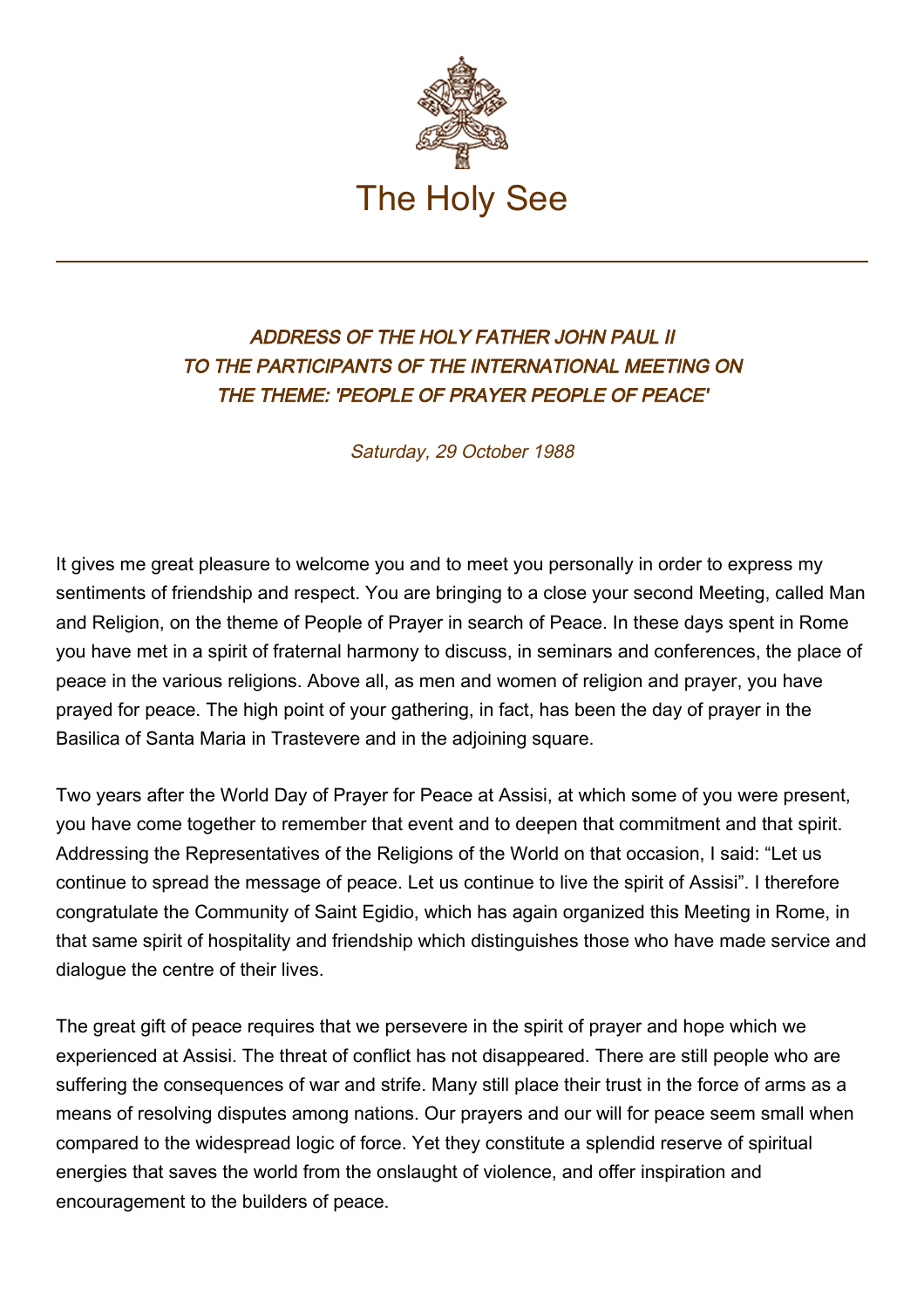The Holy See

### *ADDRESS OF THE HOLY FATHER JOHN PAUL II TO THE PARTICIPANTS OF THE INTERNATIONAL MEETING ON THE THEME: 'PEOPLE OF PRAYER PEOPLE OF PEACE'*

*Saturday, 29 October 1988*

It gives me great pleasure to welcome you and to meet you personally in order to express my sentiments of friendship and respect. You are bringing to a close your second Meeting, called Man and Religion, on the theme of People of Prayer in search of Peace. In these days spent in Rome you have met in a spirit of fraternal harmony to discuss, in seminars and conferences, the place of peace in the various religions. Above all, as men and women of religion and prayer, you have prayed for peace. The high point of your gathering, in fact, has been the day of prayer in the Basilica of Santa Maria in Trastevere and in the adjoining square.

Two years after the World Day of Prayer for Peace at Assisi, at which some of you were present, you have come together to remember that event and to deepen that commitment and that spirit. Addressing the Representatives of the Religions of the World on that occasion, I said: “Let us continue to spread the message of peace. Let us continue to live the spirit of Assisi”. I therefore congratulate the Community of Saint Egidio, which has again organized this Meeting in Rome, in that same spirit of hospitality and friendship which distinguishes those who have made service and dialogue the centre of their lives.

The great gift of peace requires that we persevere in the spirit of prayer and hope which we experienced at Assisi. The threat of conflict has not disappeared. There are still people who are suffering the consequences of war and strife. Many still place their trust in the force of arms as a means of resolving disputes among nations. Our prayers and our will for peace seem small when compared to the widespread logic of force. Yet they constitute a splendid reserve of spiritual energies that saves the world from the onslaught of violence, and offer inspiration and encouragement to the builders of peace.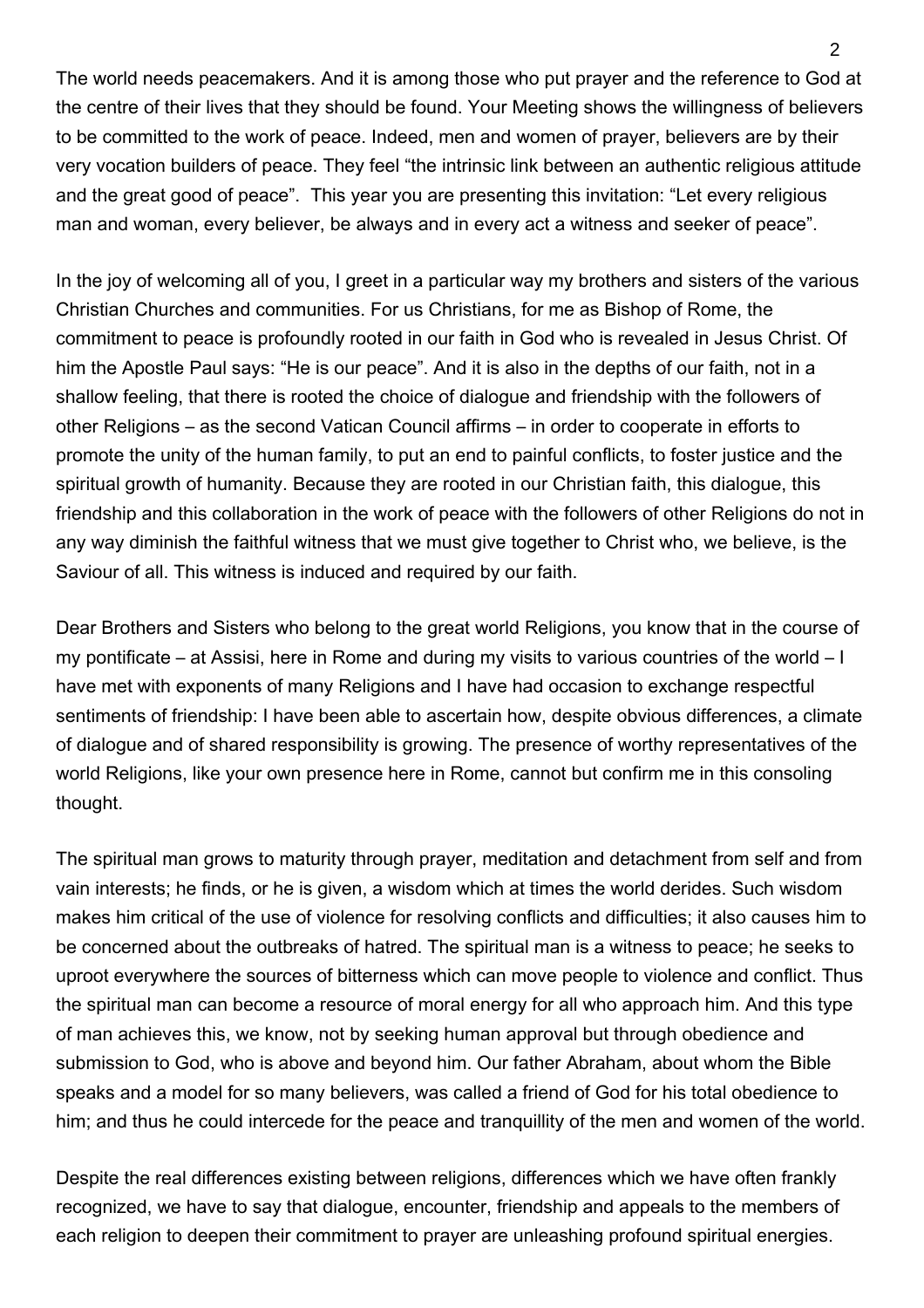The world needs peacemakers. And it is among those who put prayer and the reference to God at the centre of their lives that they should be found. Your Meeting shows the willingness of believers to be committed to the work of peace. Indeed, men and women of prayer, believers are by their very vocation builders of peace. They feel "the intrinsic link between an authentic religious attitude and the great good of peace". This year you are presenting this invitation: "Let every religious man and woman, every believer, be always and in every act a witness and seeker of peace".

In the joy of welcoming all of you, I greet in a particular way my brothers and sisters of the various Christian Churches and communities. For us Christians, for me as Bishop of Rome, the commitment to peace is profoundly rooted in our faith in God who is revealed in Jesus Christ. Of him the Apostle Paul says: "He is our peace". And it is also in the depths of our faith, not in a shallow feeling, that there is rooted the choice of dialogue and friendship with the followers of other Religions – as the second Vatican Council affirms – in order to cooperate in efforts to promote the unity of the human family, to put an end to painful conflicts, to foster justice and the spiritual growth of humanity. Because they are rooted in our Christian faith, this dialogue, this friendship and this collaboration in the work of peace with the followers of other Religions do not in any way diminish the faithful witness that we must give together to Christ who, we believe, is the Saviour of all. This witness is induced and required by our faith.

Dear Brothers and Sisters who belong to the great world Religions, you know that in the course of my pontificate – at Assisi, here in Rome and during my visits to various countries of the world – I have met with exponents of many Religions and I have had occasion to exchange respectful sentiments of friendship: I have been able to ascertain how, despite obvious differences, a climate of dialogue and of shared responsibility is growing. The presence of worthy representatives of the world Religions, like your own presence here in Rome, cannot but confirm me in this consoling thought.

The spiritual man grows to maturity through prayer, meditation and detachment from self and from vain interests; he finds, or he is given, a wisdom which at times the world derides. Such wisdom makes him critical of the use of violence for resolving conflicts and difficulties; it also causes him to be concerned about the outbreaks of hatred. The spiritual man is a witness to peace; he seeks to uproot everywhere the sources of bitterness which can move people to violence and conflict. Thus the spiritual man can become a resource of moral energy for all who approach him. And this type of man achieves this, we know, not by seeking human approval but through obedience and submission to God, who is above and beyond him. Our father Abraham, about whom the Bible speaks and a model for so many believers, was called a friend of God for his total obedience to him; and thus he could intercede for the peace and tranquillity of the men and women of the world.

Despite the real differences existing between religions, differences which we have often frankly recognized, we have to say that dialogue, encounter, friendship and appeals to the members of each religion to deepen their commitment to prayer are unleashing profound spiritual energies.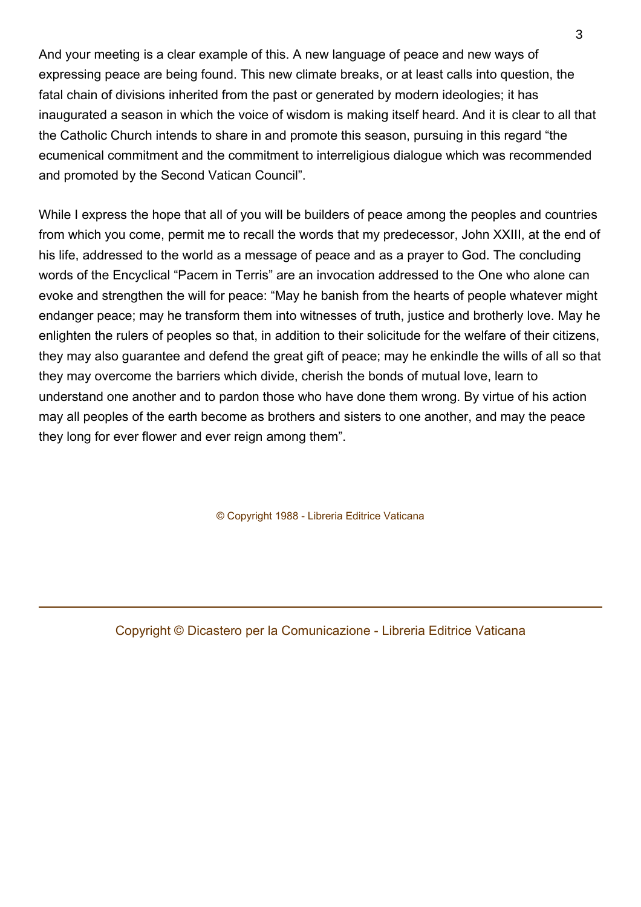And your meeting is a clear example of this. A new language of peace and new ways of expressing peace are being found. This new climate breaks, or at least calls into question, the fatal chain of divisions inherited from the past or generated by modern ideologies; it has inaugurated a season in which the voice of wisdom is making itself heard. And it is clear to all that the Catholic Church intends to share in and promote this season, pursuing in this regard "the ecumenical commitment and the commitment to interreligious dialogue which was recommended and promoted by the Second Vatican Council".

While I express the hope that all of you will be builders of peace among the peoples and countries from which you come, permit me to recall the words that my predecessor, John XXIII, at the end of his life, addressed to the world as a message of peace and as a prayer to God. The concluding words of the Encyclical "Pacem in Terris" are an invocation addressed to the One who alone can evoke and strengthen the will for peace: "May he banish from the hearts of people whatever might endanger peace; may he transform them into witnesses of truth, justice and brotherly love. May he enlighten the rulers of peoples so that, in addition to their solicitude for the welfare of their citizens, they may also guarantee and defend the great gift of peace; may he enkindle the wills of all so that they may overcome the barriers which divide, cherish the bonds of mutual love, learn to understand one another and to pardon those who have done them wrong. By virtue of his action may all peoples of the earth become as brothers and sisters to one another, and may the peace they long for ever flower and ever reign among them".

© Copyright 1988 - Libreria Editrice Vaticana

---

Copyright © Dicastero per la Comunicazione - Libreria Editrice Vaticana